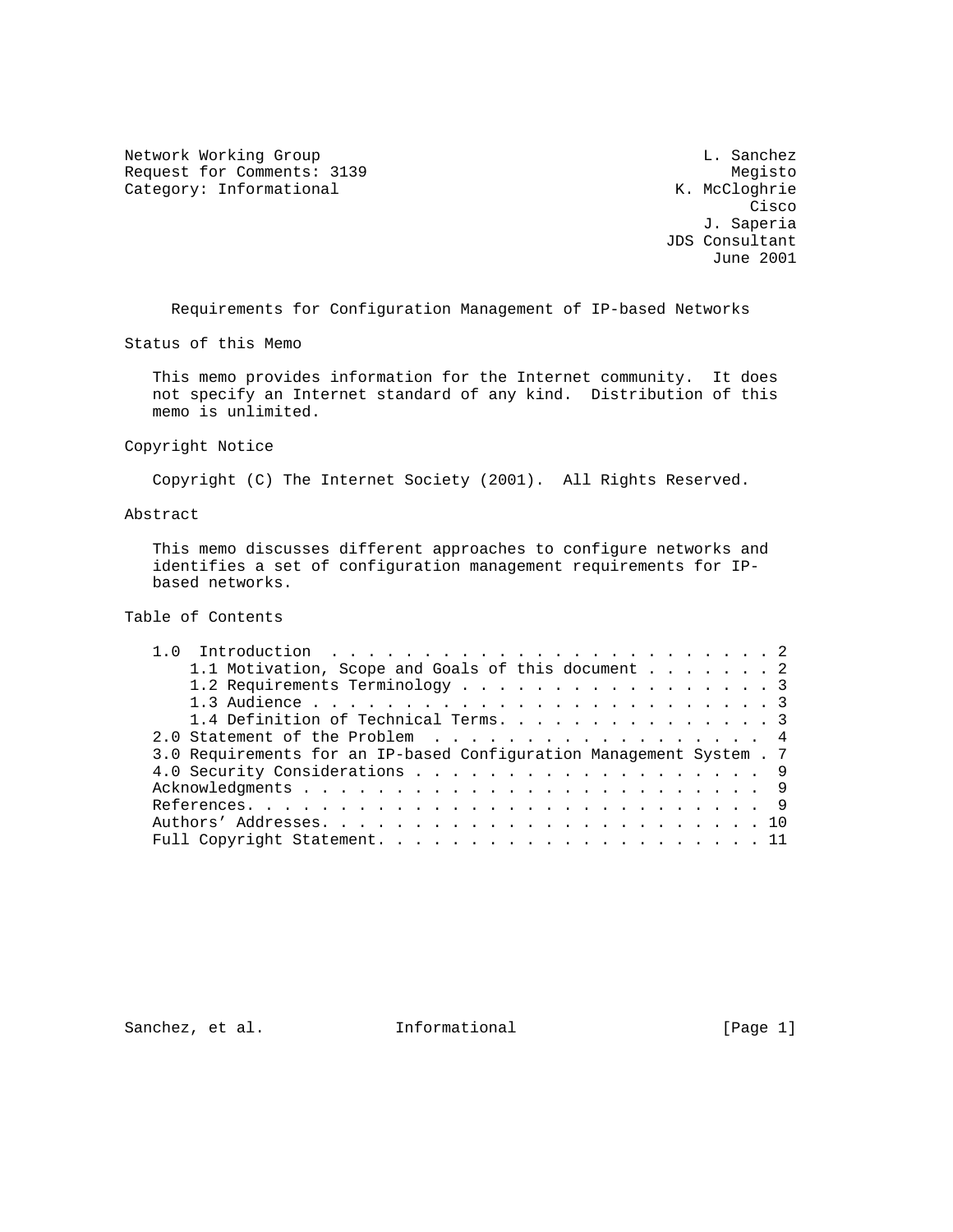Network Working Group L. Sanchez
Request for Comments: 3139 Megisto
Category: Informational K. McCloghrie
Cisco
J. Saperia
JDS Consultant
June 2001

# Requirements for Configuration Management of IP-based Networks

## Status of this Memo

This memo provides information for the Internet community. It does not specify an Internet standard of any kind. Distribution of this memo is unlimited.

## Copyright Notice

Copyright (C) The Internet Society (2001). All Rights Reserved.

## Abstract

This memo discusses different approaches to configure networks and identifies a set of configuration management requirements for IP-based networks.

## Table of Contents

- 1.0 Introduction . . . . . . . . . . . . . . . . . . . . . . . . . 2
  - 1.1 Motivation, Scope and Goals of this document . . . . . . . 2
  - 1.2 Requirements Terminology . . . . . . . . . . . . . . . . . 3
  - 1.3 Audience . . . . . . . . . . . . . . . . . . . . . . . . . 3
  - 1.4 Definition of Technical Terms. . . . . . . . . . . . . . . 3
- 2.0 Statement of the Problem . . . . . . . . . . . . . . . . . . 4
- 3.0 Requirements for an IP-based Configuration Management System . 7
- 4.0 Security Considerations . . . . . . . . . . . . . . . . . . . 9
- Acknowledgments . . . . . . . . . . . . . . . . . . . . . . . . 9
- References. . . . . . . . . . . . . . . . . . . . . . . . . . . 9
- Authors' Addresses. . . . . . . . . . . . . . . . . . . . . . . 10
- Full Copyright Statement. . . . . . . . . . . . . . . . . . . . 11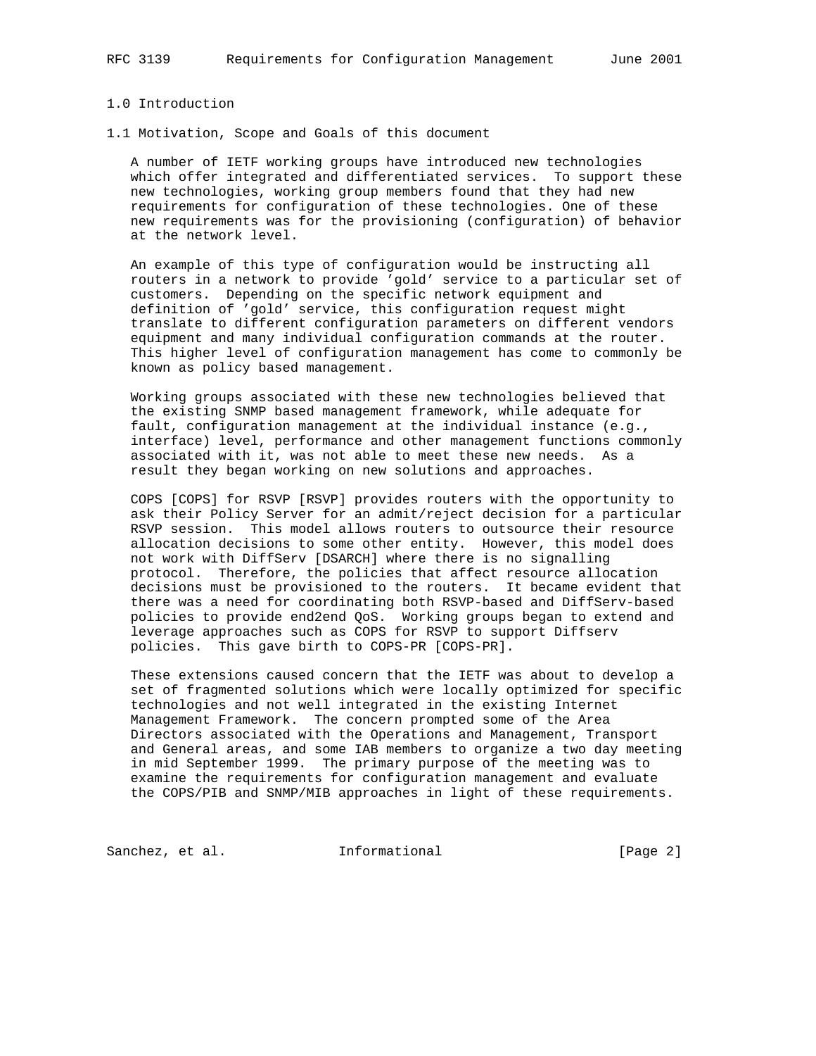# 1.0 Introduction

## 1.1 Motivation, Scope and Goals of this document

A number of IETF working groups have introduced new technologies which offer integrated and differentiated services. To support these new technologies, working group members found that they had new requirements for configuration of these technologies. One of these new requirements was for the provisioning (configuration) of behavior at the network level.

An example of this type of configuration would be instructing all routers in a network to provide 'gold' service to a particular set of customers. Depending on the specific network equipment and definition of 'gold' service, this configuration request might translate to different configuration parameters on different vendors equipment and many individual configuration commands at the router. This higher level of configuration management has come to commonly be known as policy based management.

Working groups associated with these new technologies believed that the existing SNMP based management framework, while adequate for fault, configuration management at the individual instance (e.g., interface) level, performance and other management functions commonly associated with it, was not able to meet these new needs. As a result they began working on new solutions and approaches.

COPS [COPS] for RSVP [RSVP] provides routers with the opportunity to ask their Policy Server for an admit/reject decision for a particular RSVP session. This model allows routers to outsource their resource allocation decisions to some other entity. However, this model does not work with DiffServ [DSARCH] where there is no signalling protocol. Therefore, the policies that affect resource allocation decisions must be provisioned to the routers. It became evident that there was a need for coordinating both RSVP-based and DiffServ-based policies to provide end2end QoS. Working groups began to extend and leverage approaches such as COPS for RSVP to support Diffserv policies. This gave birth to COPS-PR [COPS-PR].

These extensions caused concern that the IETF was about to develop a set of fragmented solutions which were locally optimized for specific technologies and not well integrated in the existing Internet Management Framework. The concern prompted some of the Area Directors associated with the Operations and Management, Transport and General areas, and some IAB members to organize a two day meeting in mid September 1999. The primary purpose of the meeting was to examine the requirements for configuration management and evaluate the COPS/PIB and SNMP/MIB approaches in light of these requirements.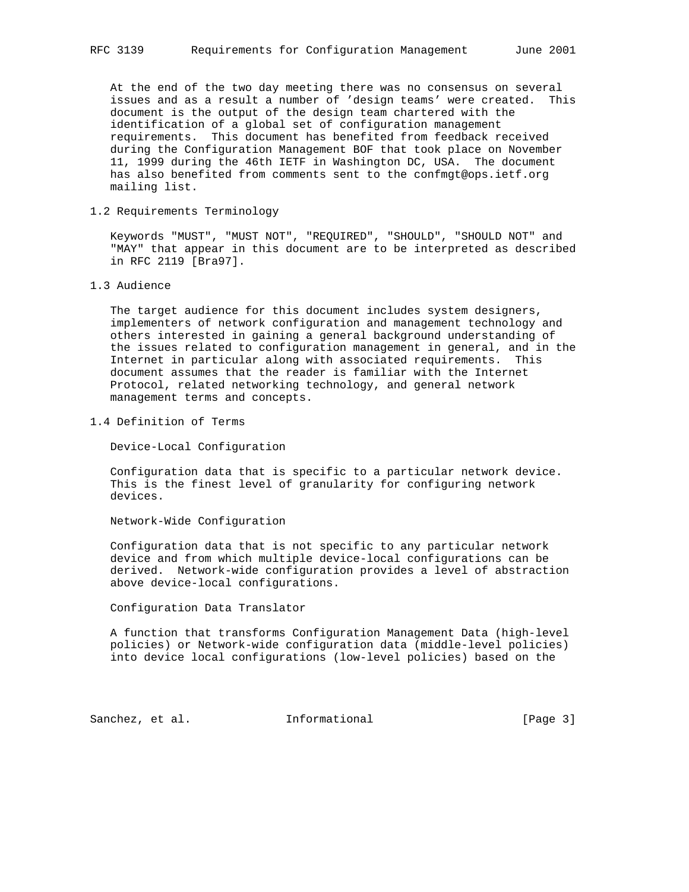At the end of the two day meeting there was no consensus on several issues and as a result a number of 'design teams' were created. This document is the output of the design team chartered with the identification of a global set of configuration management requirements. This document has benefited from feedback received during the Configuration Management BOF that took place on November 11, 1999 during the 46th IETF in Washington DC, USA. The document has also benefited from comments sent to the confmgt@ops.ietf.org mailing list.

## 1.2 Requirements Terminology

Keywords "MUST", "MUST NOT", "REQUIRED", "SHOULD", "SHOULD NOT" and "MAY" that appear in this document are to be interpreted as described in RFC 2119 [Bra97].

## 1.3 Audience

The target audience for this document includes system designers, implementers of network configuration and management technology and others interested in gaining a general background understanding of the issues related to configuration management in general, and in the Internet in particular along with associated requirements. This document assumes that the reader is familiar with the Internet Protocol, related networking technology, and general network management terms and concepts.

## 1.4 Definition of Terms

Device-Local Configuration

Configuration data that is specific to a particular network device. This is the finest level of granularity for configuring network devices.

Network-Wide Configuration

Configuration data that is not specific to any particular network device and from which multiple device-local configurations can be derived. Network-wide configuration provides a level of abstraction above device-local configurations.

Configuration Data Translator

A function that transforms Configuration Management Data (high-level policies) or Network-wide configuration data (middle-level policies) into device local configurations (low-level policies) based on the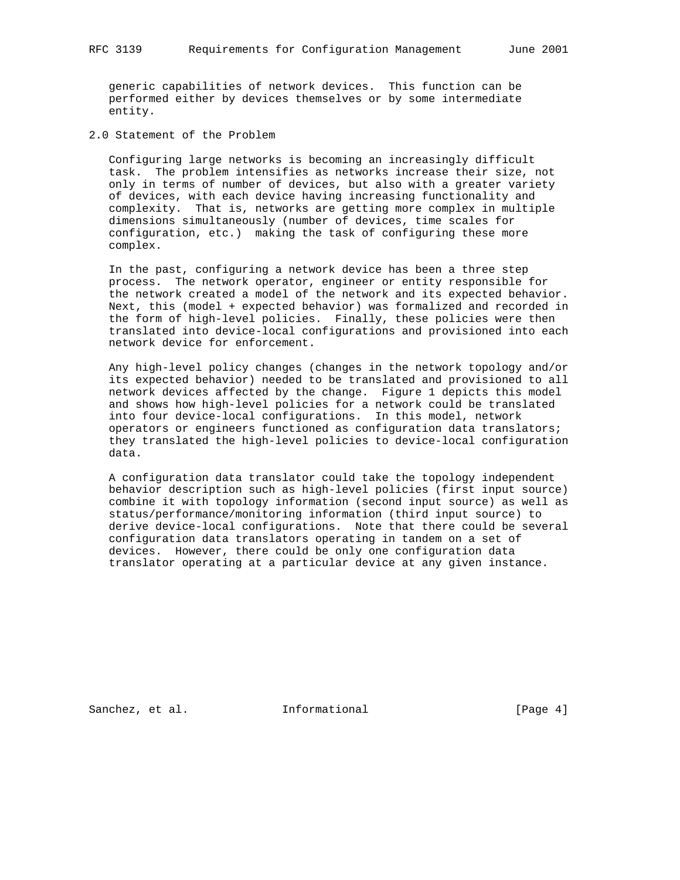generic capabilities of network devices. This function can be performed either by devices themselves or by some intermediate entity.

## 2.0 Statement of the Problem

Configuring large networks is becoming an increasingly difficult task. The problem intensifies as networks increase their size, not only in terms of number of devices, but also with a greater variety of devices, with each device having increasing functionality and complexity. That is, networks are getting more complex in multiple dimensions simultaneously (number of devices, time scales for configuration, etc.) making the task of configuring these more complex.

In the past, configuring a network device has been a three step process. The network operator, engineer or entity responsible for the network created a model of the network and its expected behavior. Next, this (model + expected behavior) was formalized and recorded in the form of high-level policies. Finally, these policies were then translated into device-local configurations and provisioned into each network device for enforcement.

Any high-level policy changes (changes in the network topology and/or its expected behavior) needed to be translated and provisioned to all network devices affected by the change. Figure 1 depicts this model and shows how high-level policies for a network could be translated into four device-local configurations. In this model, network operators or engineers functioned as configuration data translators; they translated the high-level policies to device-local configuration data.

A configuration data translator could take the topology independent behavior description such as high-level policies (first input source) combine it with topology information (second input source) as well as status/performance/monitoring information (third input source) to derive device-local configurations. Note that there could be several configuration data translators operating in tandem on a set of devices. However, there could be only one configuration data translator operating at a particular device at any given instance.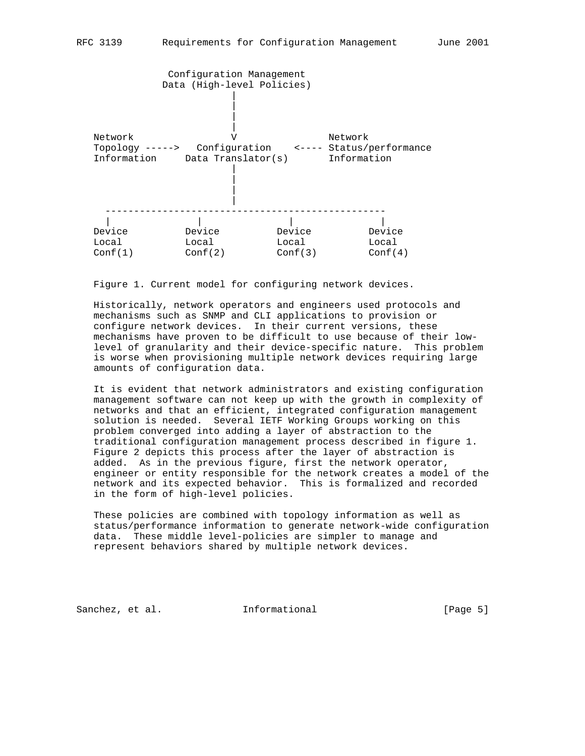```
             Configuration Management
            Data (High-level Policies)
                         |
                         |
                         |
                         |
   Network               V                Network
   Topology ----->   Configuration    <---- Status/performance
   Information     Data Translator(s)       Information
                         |
                         |
                         |
                         |
     ------------------------------------------------
     |             |              |              |
   Device        Device         Device         Device
   Local         Local          Local          Local
   Conf(1)       Conf(2)        Conf(3)        Conf(4)
```

Figure 1. Current model for configuring network devices.

Historically, network operators and engineers used protocols and mechanisms such as SNMP and CLI applications to provision or configure network devices. In their current versions, these mechanisms have proven to be difficult to use because of their low-level of granularity and their device-specific nature. This problem is worse when provisioning multiple network devices requiring large amounts of configuration data.

It is evident that network administrators and existing configuration management software can not keep up with the growth in complexity of networks and that an efficient, integrated configuration management solution is needed. Several IETF Working Groups working on this problem converged into adding a layer of abstraction to the traditional configuration management process described in figure 1. Figure 2 depicts this process after the layer of abstraction is added. As in the previous figure, first the network operator, engineer or entity responsible for the network creates a model of the network and its expected behavior. This is formalized and recorded in the form of high-level policies.

These policies are combined with topology information as well as status/performance information to generate network-wide configuration data. These middle level-policies are simpler to manage and represent behaviors shared by multiple network devices.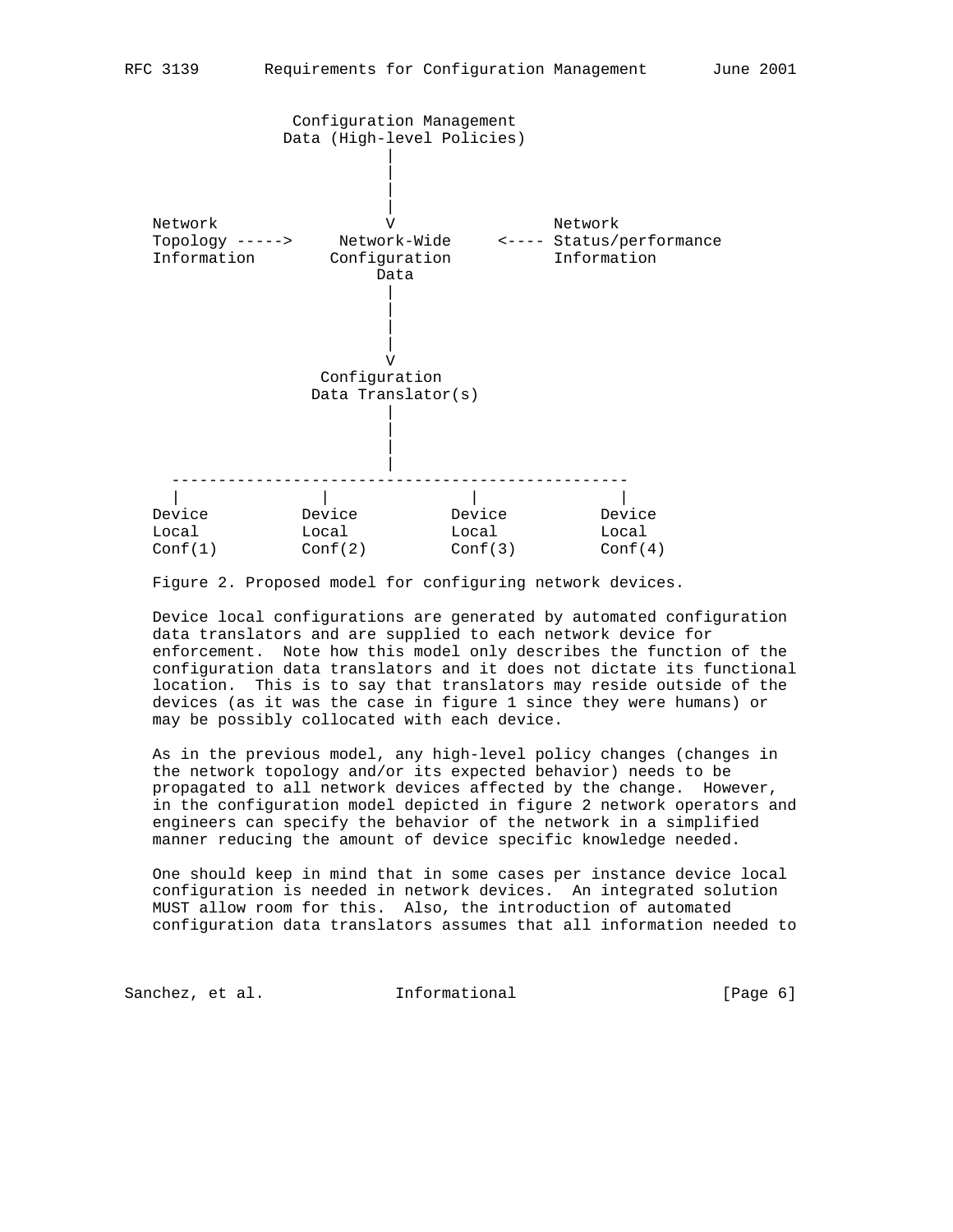```
                Configuration Management
               Data (High-level Policies)
                          |
                          |
                          |
                          |
   Network                V                 Network
   Topology ----->     Network-Wide     <---- Status/performance
   Information        Configuration          Information
                           Data
                          |
                          |
                          |
                          |
                          V
                  Configuration
                 Data Translator(s)
                          |
                          |
                          |
                          |
    -------------------------------------------------
    |               |               |               |
   Device          Device          Device          Device
   Local           Local           Local           Local
   Conf(1)         Conf(2)         Conf(3)         Conf(4)
```

Figure 2. Proposed model for configuring network devices.

Device local configurations are generated by automated configuration data translators and are supplied to each network device for enforcement. Note how this model only describes the function of the configuration data translators and it does not dictate its functional location. This is to say that translators may reside outside of the devices (as it was the case in figure 1 since they were humans) or may be possibly collocated with each device.

As in the previous model, any high-level policy changes (changes in the network topology and/or its expected behavior) needs to be propagated to all network devices affected by the change. However, in the configuration model depicted in figure 2 network operators and engineers can specify the behavior of the network in a simplified manner reducing the amount of device specific knowledge needed.

One should keep in mind that in some cases per instance device local configuration is needed in network devices. An integrated solution MUST allow room for this. Also, the introduction of automated configuration data translators assumes that all information needed to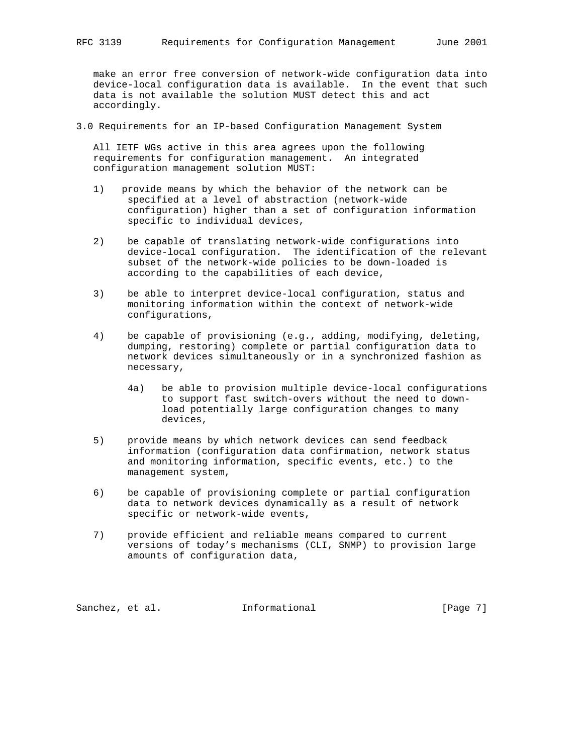make an error free conversion of network-wide configuration data into device-local configuration data is available. In the event that such data is not available the solution MUST detect this and act accordingly.

## 3.0 Requirements for an IP-based Configuration Management System

All IETF WGs active in this area agrees upon the following requirements for configuration management. An integrated configuration management solution MUST:

1) provide means by which the behavior of the network can be specified at a level of abstraction (network-wide configuration) higher than a set of configuration information specific to individual devices,

2) be capable of translating network-wide configurations into device-local configuration. The identification of the relevant subset of the network-wide policies to be down-loaded is according to the capabilities of each device,

3) be able to interpret device-local configuration, status and monitoring information within the context of network-wide configurations,

4) be capable of provisioning (e.g., adding, modifying, deleting, dumping, restoring) complete or partial configuration data to network devices simultaneously or in a synchronized fashion as necessary,

   4a) be able to provision multiple device-local configurations to support fast switch-overs without the need to down-load potentially large configuration changes to many devices,

5) provide means by which network devices can send feedback information (configuration data confirmation, network status and monitoring information, specific events, etc.) to the management system,

6) be capable of provisioning complete or partial configuration data to network devices dynamically as a result of network specific or network-wide events,

7) provide efficient and reliable means compared to current versions of today's mechanisms (CLI, SNMP) to provision large amounts of configuration data,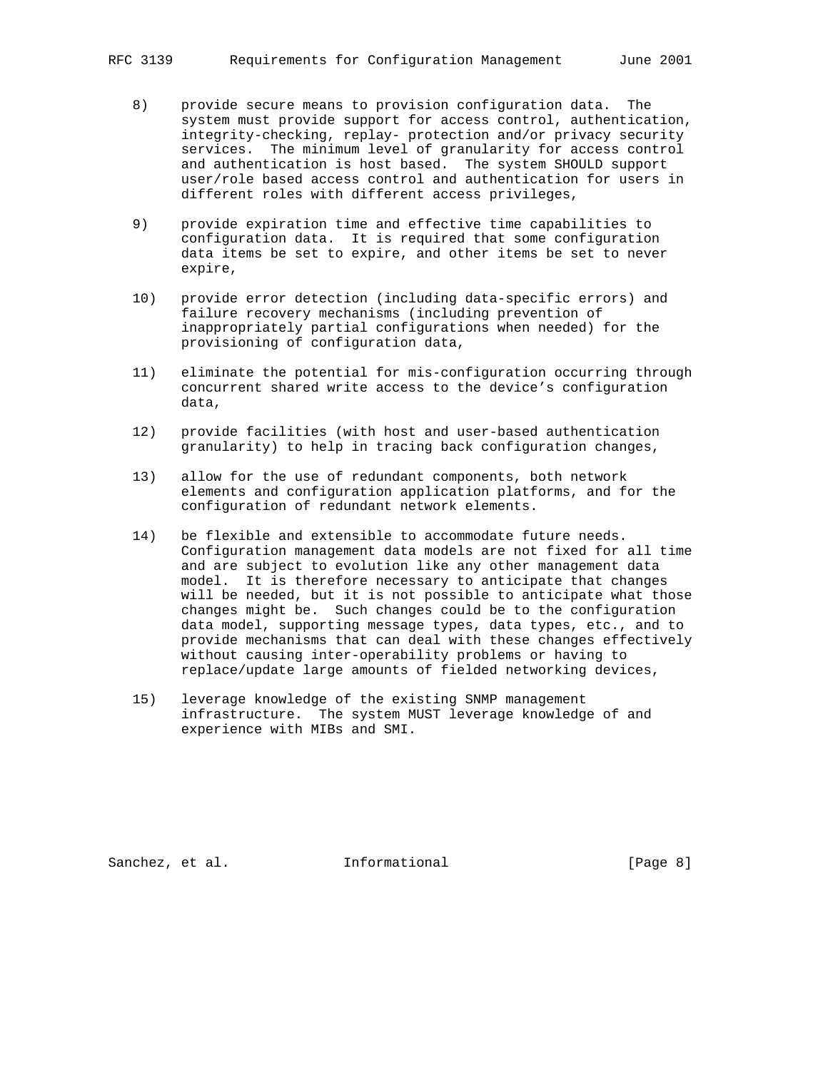8) provide secure means to provision configuration data. The system must provide support for access control, authentication, integrity-checking, replay- protection and/or privacy security services. The minimum level of granularity for access control and authentication is host based. The system SHOULD support user/role based access control and authentication for users in different roles with different access privileges,

9) provide expiration time and effective time capabilities to configuration data. It is required that some configuration data items be set to expire, and other items be set to never expire,

10) provide error detection (including data-specific errors) and failure recovery mechanisms (including prevention of inappropriately partial configurations when needed) for the provisioning of configuration data,

11) eliminate the potential for mis-configuration occurring through concurrent shared write access to the device's configuration data,

12) provide facilities (with host and user-based authentication granularity) to help in tracing back configuration changes,

13) allow for the use of redundant components, both network elements and configuration application platforms, and for the configuration of redundant network elements.

14) be flexible and extensible to accommodate future needs. Configuration management data models are not fixed for all time and are subject to evolution like any other management data model. It is therefore necessary to anticipate that changes will be needed, but it is not possible to anticipate what those changes might be. Such changes could be to the configuration data model, supporting message types, data types, etc., and to provide mechanisms that can deal with these changes effectively without causing inter-operability problems or having to replace/update large amounts of fielded networking devices,

15) leverage knowledge of the existing SNMP management infrastructure. The system MUST leverage knowledge of and experience with MIBs and SMI.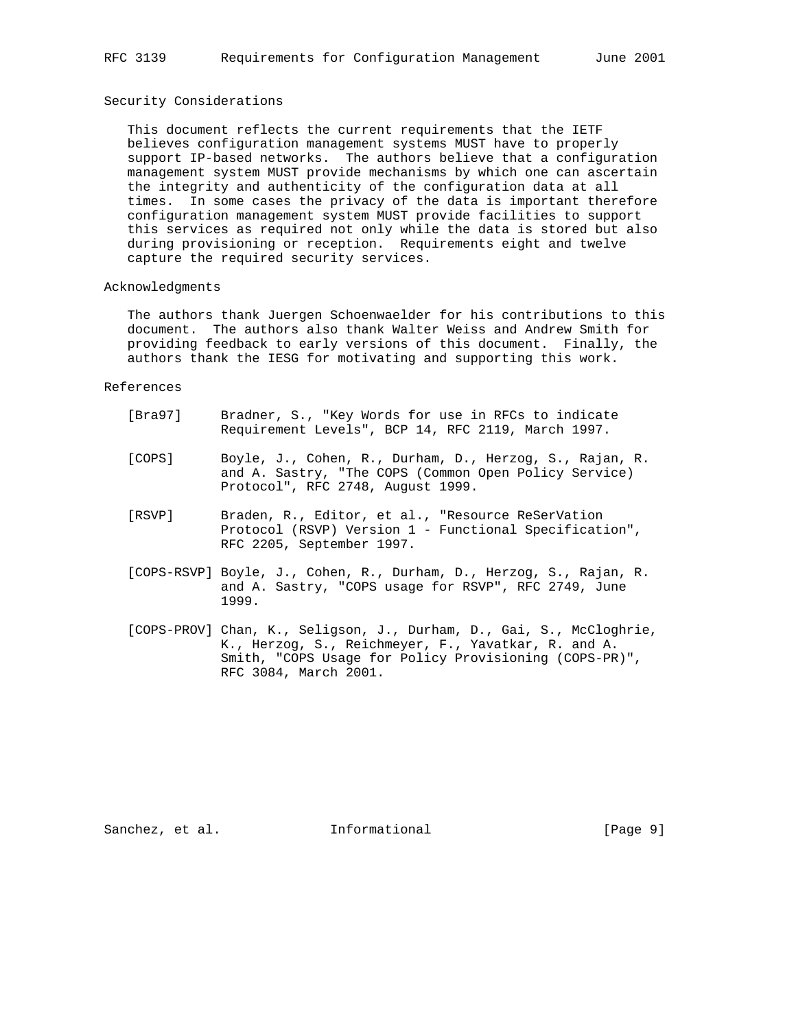## Security Considerations

This document reflects the current requirements that the IETF believes configuration management systems MUST have to properly support IP-based networks. The authors believe that a configuration management system MUST provide mechanisms by which one can ascertain the integrity and authenticity of the configuration data at all times. In some cases the privacy of the data is important therefore configuration management system MUST provide facilities to support this services as required not only while the data is stored but also during provisioning or reception. Requirements eight and twelve capture the required security services.

## Acknowledgments

The authors thank Juergen Schoenwaelder for his contributions to this document. The authors also thank Walter Weiss and Andrew Smith for providing feedback to early versions of this document. Finally, the authors thank the IESG for motivating and supporting this work.

## References

[Bra97] Bradner, S., "Key Words for use in RFCs to indicate Requirement Levels", BCP 14, RFC 2119, March 1997.

[COPS] Boyle, J., Cohen, R., Durham, D., Herzog, S., Rajan, R. and A. Sastry, "The COPS (Common Open Policy Service) Protocol", RFC 2748, August 1999.

[RSVP] Braden, R., Editor, et al., "Resource ReSerVation Protocol (RSVP) Version 1 - Functional Specification", RFC 2205, September 1997.

[COPS-RSVP] Boyle, J., Cohen, R., Durham, D., Herzog, S., Rajan, R. and A. Sastry, "COPS usage for RSVP", RFC 2749, June 1999.

[COPS-PROV] Chan, K., Seligson, J., Durham, D., Gai, S., McCloghrie, K., Herzog, S., Reichmeyer, F., Yavatkar, R. and A. Smith, "COPS Usage for Policy Provisioning (COPS-PR)", RFC 3084, March 2001.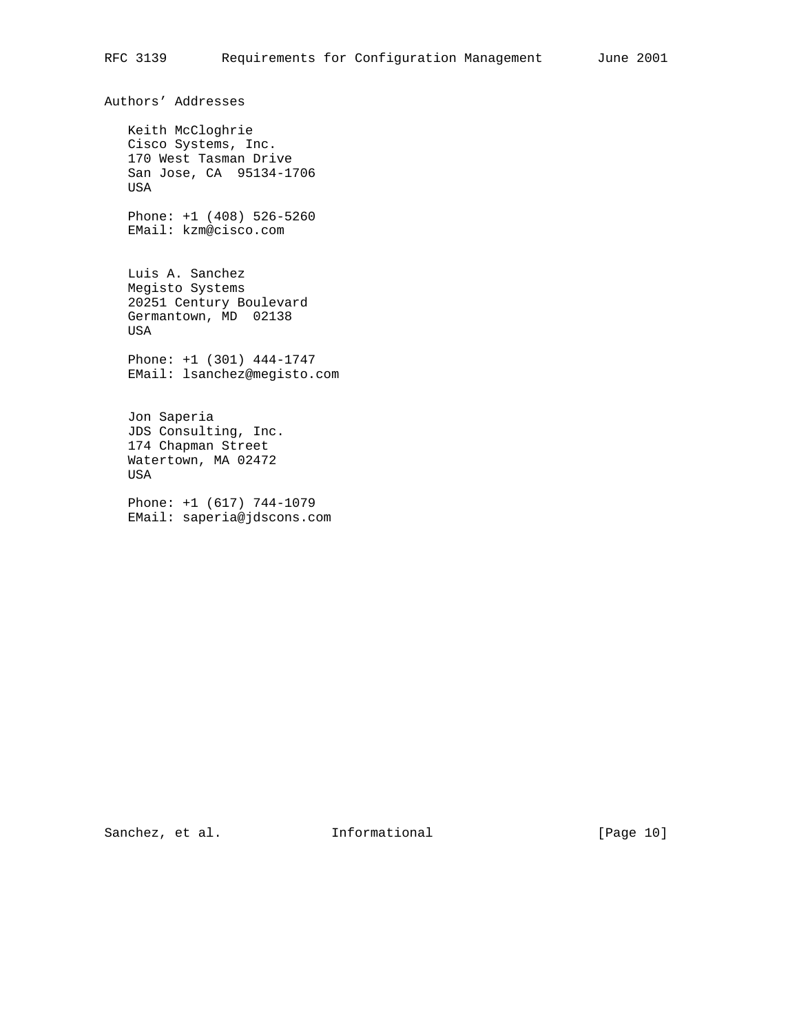## Authors' Addresses

Keith McCloghrie
Cisco Systems, Inc.
170 West Tasman Drive
San Jose, CA  95134-1706
USA

Phone: +1 (408) 526-5260
EMail: kzm@cisco.com

Luis A. Sanchez
Megisto Systems
20251 Century Boulevard
Germantown, MD  02138
USA

Phone: +1 (301) 444-1747
EMail: lsanchez@megisto.com

Jon Saperia
JDS Consulting, Inc.
174 Chapman Street
Watertown, MA 02472
USA

Phone: +1 (617) 744-1079
EMail: saperia@jdscons.com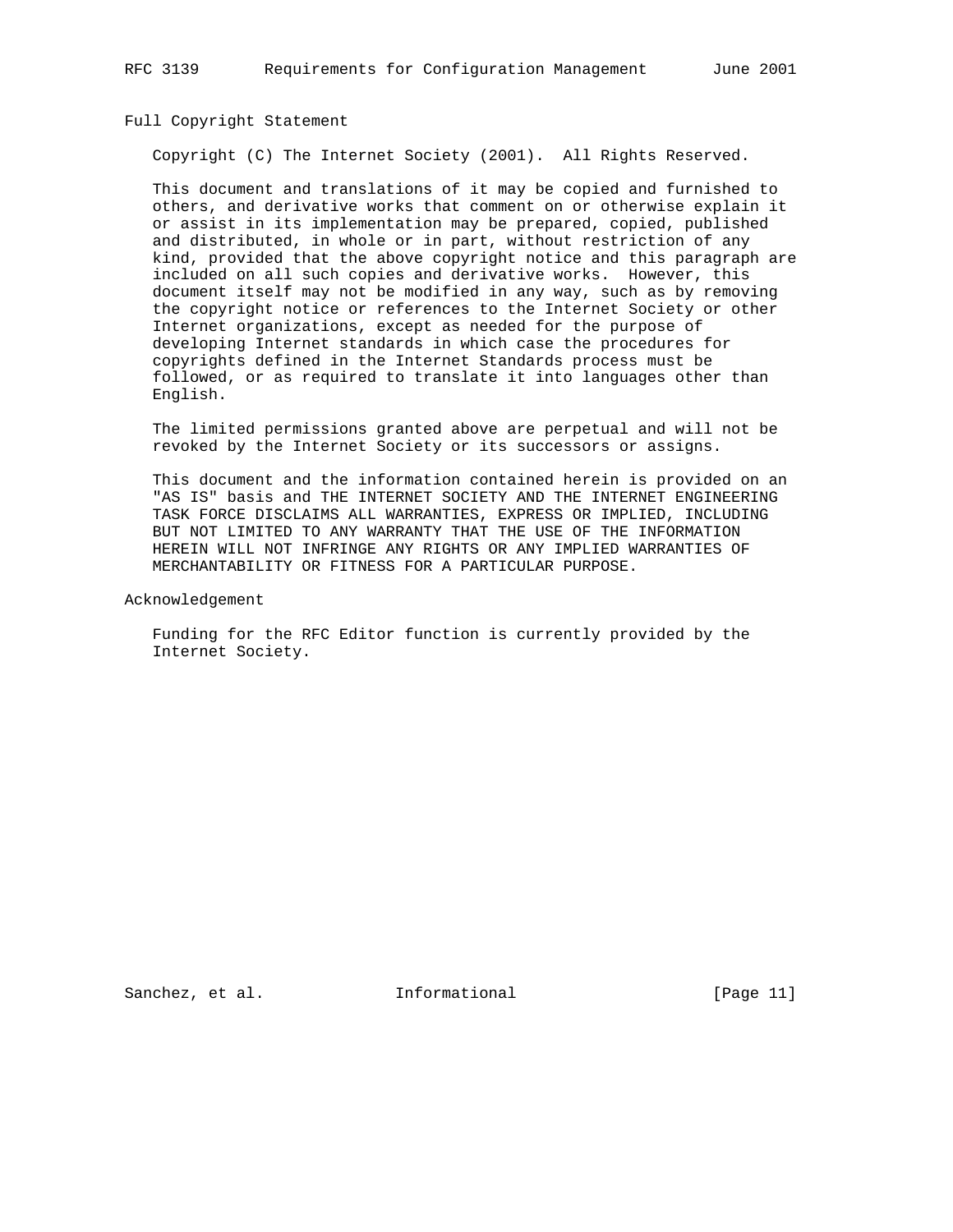## Full Copyright Statement

Copyright (C) The Internet Society (2001). All Rights Reserved.

This document and translations of it may be copied and furnished to others, and derivative works that comment on or otherwise explain it or assist in its implementation may be prepared, copied, published and distributed, in whole or in part, without restriction of any kind, provided that the above copyright notice and this paragraph are included on all such copies and derivative works. However, this document itself may not be modified in any way, such as by removing the copyright notice or references to the Internet Society or other Internet organizations, except as needed for the purpose of developing Internet standards in which case the procedures for copyrights defined in the Internet Standards process must be followed, or as required to translate it into languages other than English.

The limited permissions granted above are perpetual and will not be revoked by the Internet Society or its successors or assigns.

This document and the information contained herein is provided on an "AS IS" basis and THE INTERNET SOCIETY AND THE INTERNET ENGINEERING TASK FORCE DISCLAIMS ALL WARRANTIES, EXPRESS OR IMPLIED, INCLUDING BUT NOT LIMITED TO ANY WARRANTY THAT THE USE OF THE INFORMATION HEREIN WILL NOT INFRINGE ANY RIGHTS OR ANY IMPLIED WARRANTIES OF MERCHANTABILITY OR FITNESS FOR A PARTICULAR PURPOSE.

## Acknowledgement

Funding for the RFC Editor function is currently provided by the Internet Society.